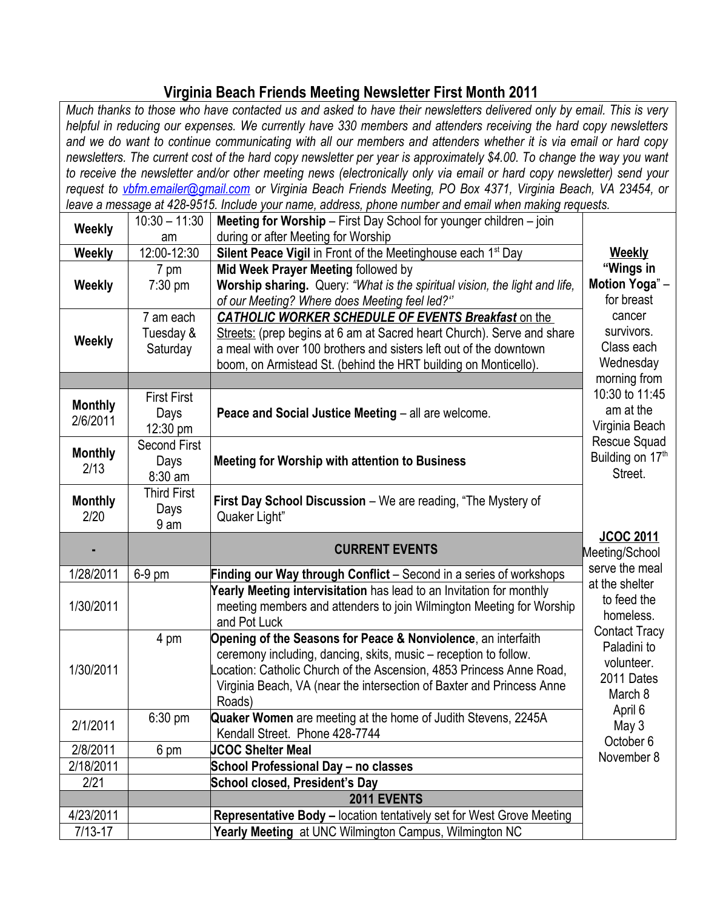# Virginia Beach Friends Meeting Newsletter First Month 2011

*Much thanks to those who have contacted us and asked to have their newsletters delivered only by email. This is very helpful in reducing our expenses. We currently have 330 members and attenders receiving the hard copy newsletters and we do want to continue communicating with all our members and attenders whether it is via email or hard copy newsletters. The current cost of the hard copy newsletter per year is approximately $4.00. To change the way you want to receive the newsletter and/or other meeting news (electronically only via email or hard copy newsletter) send your request to vbfm.emailer@gmail.com or Virginia Beach Friends Meeting, PO Box 4371, Virginia Beach, VA 23454, or leave a message at 428-9515. Include your name, address, phone number and email when making requests.*

| | | |
|---|---|---|
| **Weekly** | 10:30 – 11:30 am | **Meeting for Worship** – First Day School for younger children – join during or after Meeting for Worship |
| **Weekly** | 12:00-12:30 | **Silent Peace Vigil** in Front of the Meetinghouse each 1st Day |
| **Weekly** | 7 pm<br>7:30 pm | **Mid Week Prayer Meeting** followed by<br>**Worship sharing.** Query: *"What is the spiritual vision, the light and life, of our Meeting? Where does Meeting feel led?"* |
| **Weekly** | 7 am each Tuesday & Saturday | ***CATHOLIC WORKER SCHEDULE OF EVENTS Breakfast** on the Streets:* (prep begins at 6 am at Sacred heart Church). Serve and share a meal with over 100 brothers and sisters left out of the downtown boom, on Armistead St. (behind the HRT building on Monticello). |
| | | |
| **Monthly** 2/6/2011 | First First Days 12:30 pm | **Peace and Social Justice Meeting** – all are welcome. |
| **Monthly** 2/13 | Second First Days 8:30 am | **Meeting for Worship with attention to Business** |
| **Monthly** 2/20 | Third First Days 9 am | **First Day School Discussion** – We are reading, "The Mystery of Quaker Light" |
| **-** | | **CURRENT EVENTS** |
| 1/28/2011 | 6-9 pm | **Finding our Way through Conflict** – Second in a series of workshops |
| 1/30/2011 | | **Yearly Meeting intervisitation** has lead to an Invitation for monthly meeting members and attenders to join Wilmington Meeting for Worship and Pot Luck |
| 1/30/2011 | 4 pm | **Opening of the Seasons for Peace & Nonviolence**, an interfaith ceremony including, dancing, skits, music – reception to follow. Location: Catholic Church of the Ascension, 4853 Princess Anne Road, Virginia Beach, VA (near the intersection of Baxter and Princess Anne Roads) |
| 2/1/2011 | 6:30 pm | **Quaker Women** are meeting at the home of Judith Stevens, 2245A Kendall Street. Phone 428-7744 |
| 2/8/2011 | 6 pm | **JCOC Shelter Meal** |
| 2/18/2011 | | **School Professional Day – no classes** |
| 2/21 | | **School closed, President's Day** |
| | | **2011 EVENTS** |
| 4/23/2011 | | **Representative Body –** location tentatively set for West Grove Meeting |
| 7/13-17 | | **Yearly Meeting** at UNC Wilmington Campus, Wilmington NC |

**Weekly "Wings in Motion Yoga"** – for breast cancer survivors. Class each Wednesday morning from 10:30 to 11:45 am at the Virginia Beach Rescue Squad Building on 17th Street.

**JCOC 2011** Meeting/School serve the meal at the shelter to feed the homeless. Contact Tracy Paladini to volunteer. 2011 Dates March 8, April 6, May 3, October 6, November 8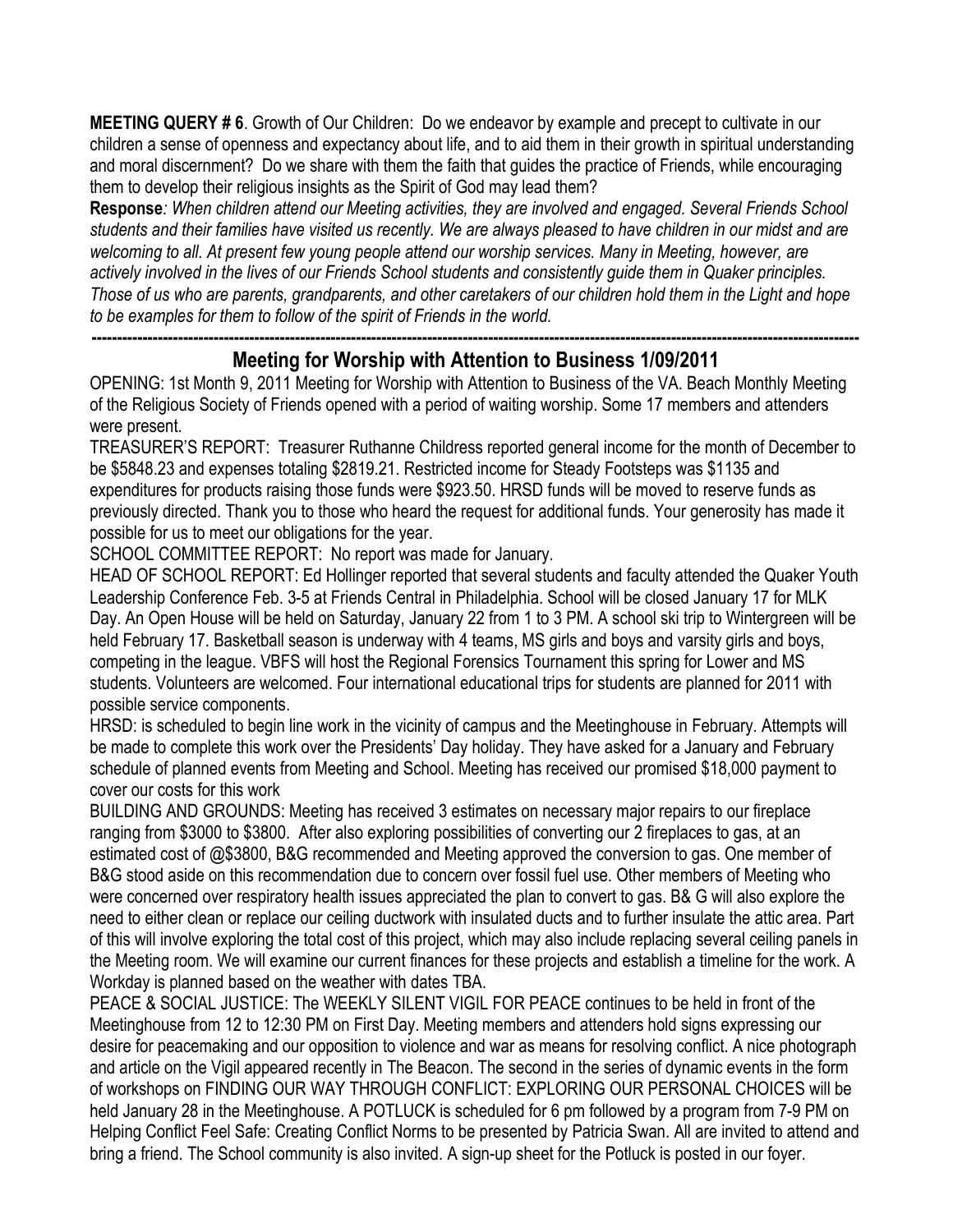**MEETING QUERY # 6**. Growth of Our Children: Do we endeavor by example and precept to cultivate in our children a sense of openness and expectancy about life, and to aid them in their growth in spiritual understanding and moral discernment? Do we share with them the faith that guides the practice of Friends, while encouraging them to develop their religious insights as the Spirit of God may lead them?

**Response***: When children attend our Meeting activities, they are involved and engaged. Several Friends School students and their families have visited us recently. We are always pleased to have children in our midst and are welcoming to all. At present few young people attend our worship services. Many in Meeting, however, are actively involved in the lives of our Friends School students and consistently guide them in Quaker principles. Those of us who are parents, grandparents, and other caretakers of our children hold them in the Light and hope to be examples for them to follow of the spirit of Friends in the world.*

---

## Meeting for Worship with Attention to Business 1/09/2011

OPENING: 1st Month 9, 2011 Meeting for Worship with Attention to Business of the VA. Beach Monthly Meeting of the Religious Society of Friends opened with a period of waiting worship. Some 17 members and attenders were present.

TREASURER'S REPORT: Treasurer Ruthanne Childress reported general income for the month of December to be $5848.23 and expenses totaling $2819.21. Restricted income for Steady Footsteps was $1135 and expenditures for products raising those funds were $923.50. HRSD funds will be moved to reserve funds as previously directed. Thank you to those who heard the request for additional funds. Your generosity has made it possible for us to meet our obligations for the year.

SCHOOL COMMITTEE REPORT: No report was made for January.

HEAD OF SCHOOL REPORT: Ed Hollinger reported that several students and faculty attended the Quaker Youth Leadership Conference Feb. 3-5 at Friends Central in Philadelphia. School will be closed January 17 for MLK Day. An Open House will be held on Saturday, January 22 from 1 to 3 PM. A school ski trip to Wintergreen will be held February 17. Basketball season is underway with 4 teams, MS girls and boys and varsity girls and boys, competing in the league. VBFS will host the Regional Forensics Tournament this spring for Lower and MS students. Volunteers are welcomed. Four international educational trips for students are planned for 2011 with possible service components.

HRSD: is scheduled to begin line work in the vicinity of campus and the Meetinghouse in February. Attempts will be made to complete this work over the Presidents' Day holiday. They have asked for a January and February schedule of planned events from Meeting and School. Meeting has received our promised $18,000 payment to cover our costs for this work

BUILDING AND GROUNDS: Meeting has received 3 estimates on necessary major repairs to our fireplace ranging from $3000 to $3800. After also exploring possibilities of converting our 2 fireplaces to gas, at an estimated cost of @$3800, B&G recommended and Meeting approved the conversion to gas. One member of B&G stood aside on this recommendation due to concern over fossil fuel use. Other members of Meeting who were concerned over respiratory health issues appreciated the plan to convert to gas. B& G will also explore the need to either clean or replace our ceiling ductwork with insulated ducts and to further insulate the attic area. Part of this will involve exploring the total cost of this project, which may also include replacing several ceiling panels in the Meeting room. We will examine our current finances for these projects and establish a timeline for the work. A Workday is planned based on the weather with dates TBA.

PEACE & SOCIAL JUSTICE: The WEEKLY SILENT VIGIL FOR PEACE continues to be held in front of the Meetinghouse from 12 to 12:30 PM on First Day. Meeting members and attenders hold signs expressing our desire for peacemaking and our opposition to violence and war as means for resolving conflict. A nice photograph and article on the Vigil appeared recently in The Beacon. The second in the series of dynamic events in the form of workshops on FINDING OUR WAY THROUGH CONFLICT: EXPLORING OUR PERSONAL CHOICES will be held January 28 in the Meetinghouse. A POTLUCK is scheduled for 6 pm followed by a program from 7-9 PM on Helping Conflict Feel Safe: Creating Conflict Norms to be presented by Patricia Swan. All are invited to attend and bring a friend. The School community is also invited. A sign-up sheet for the Potluck is posted in our foyer.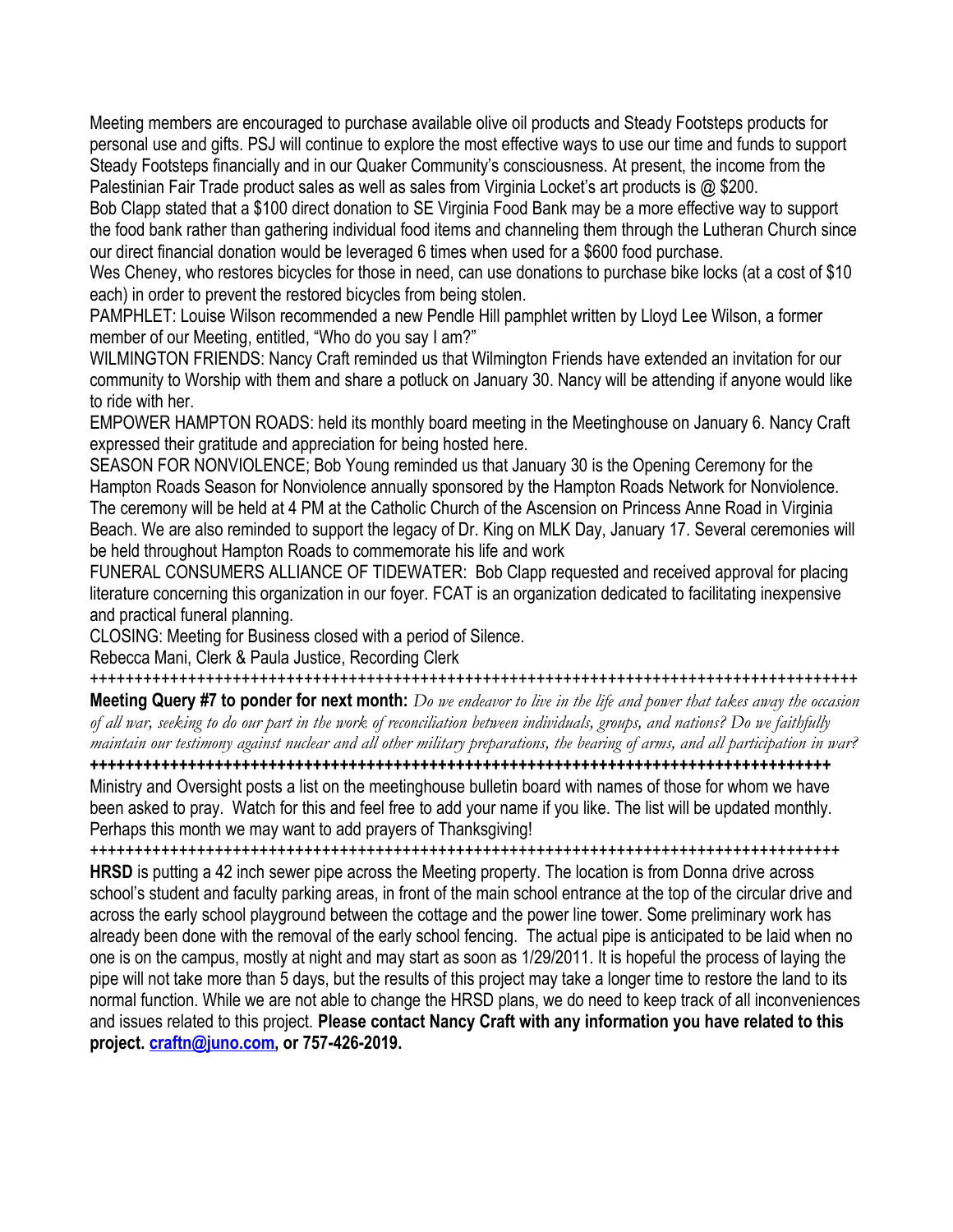Meeting members are encouraged to purchase available olive oil products and Steady Footsteps products for personal use and gifts. PSJ will continue to explore the most effective ways to use our time and funds to support Steady Footsteps financially and in our Quaker Community's consciousness. At present, the income from the Palestinian Fair Trade product sales as well as sales from Virginia Locket's art products is @ $200.

Bob Clapp stated that a $100 direct donation to SE Virginia Food Bank may be a more effective way to support the food bank rather than gathering individual food items and channeling them through the Lutheran Church since our direct financial donation would be leveraged 6 times when used for a $600 food purchase.

Wes Cheney, who restores bicycles for those in need, can use donations to purchase bike locks (at a cost of $10 each) in order to prevent the restored bicycles from being stolen.

PAMPHLET: Louise Wilson recommended a new Pendle Hill pamphlet written by Lloyd Lee Wilson, a former member of our Meeting, entitled, "Who do you say I am?"

WILMINGTON FRIENDS: Nancy Craft reminded us that Wilmington Friends have extended an invitation for our community to Worship with them and share a potluck on January 30. Nancy will be attending if anyone would like to ride with her.

EMPOWER HAMPTON ROADS: held its monthly board meeting in the Meetinghouse on January 6. Nancy Craft expressed their gratitude and appreciation for being hosted here.

SEASON FOR NONVIOLENCE; Bob Young reminded us that January 30 is the Opening Ceremony for the Hampton Roads Season for Nonviolence annually sponsored by the Hampton Roads Network for Nonviolence. The ceremony will be held at 4 PM at the Catholic Church of the Ascension on Princess Anne Road in Virginia Beach. We are also reminded to support the legacy of Dr. King on MLK Day, January 17. Several ceremonies will be held throughout Hampton Roads to commemorate his life and work

FUNERAL CONSUMERS ALLIANCE OF TIDEWATER: Bob Clapp requested and received approval for placing literature concerning this organization in our foyer. FCAT is an organization dedicated to facilitating inexpensive and practical funeral planning.

CLOSING: Meeting for Business closed with a period of Silence.

Rebecca Mani, Clerk & Paula Justice, Recording Clerk

++++++++++++++++++++++++++++++++++++++++++++++++++++++++++++++++++++++++++++++++++++++++

**Meeting Query #7 to ponder for next month:** *Do we endeavor to live in the life and power that takes away the occasion of all war, seeking to do our part in the work of reconciliation between individuals, groups, and nations? Do we faithfully maintain our testimony against nuclear and all other military preparations, the bearing of arms, and all participation in war?*

**++++++++++++++++++++++++++++++++++++++++++++++++++++++++++++++++++++++++++++++++++++++**

Ministry and Oversight posts a list on the meetinghouse bulletin board with names of those for whom we have been asked to pray. Watch for this and feel free to add your name if you like. The list will be updated monthly. Perhaps this month we may want to add prayers of Thanksgiving!

++++++++++++++++++++++++++++++++++++++++++++++++++++++++++++++++++++++++++++++++++++++

**HRSD** is putting a 42 inch sewer pipe across the Meeting property. The location is from Donna drive across school's student and faculty parking areas, in front of the main school entrance at the top of the circular drive and across the early school playground between the cottage and the power line tower. Some preliminary work has already been done with the removal of the early school fencing. The actual pipe is anticipated to be laid when no one is on the campus, mostly at night and may start as soon as 1/29/2011. It is hopeful the process of laying the pipe will not take more than 5 days, but the results of this project may take a longer time to restore the land to its normal function. While we are not able to change the HRSD plans, we do need to keep track of all inconveniences and issues related to this project. **Please contact Nancy Craft with any information you have related to this project. [craftn@juno.com](mailto:craftn@juno.com), or 757-426-2019.**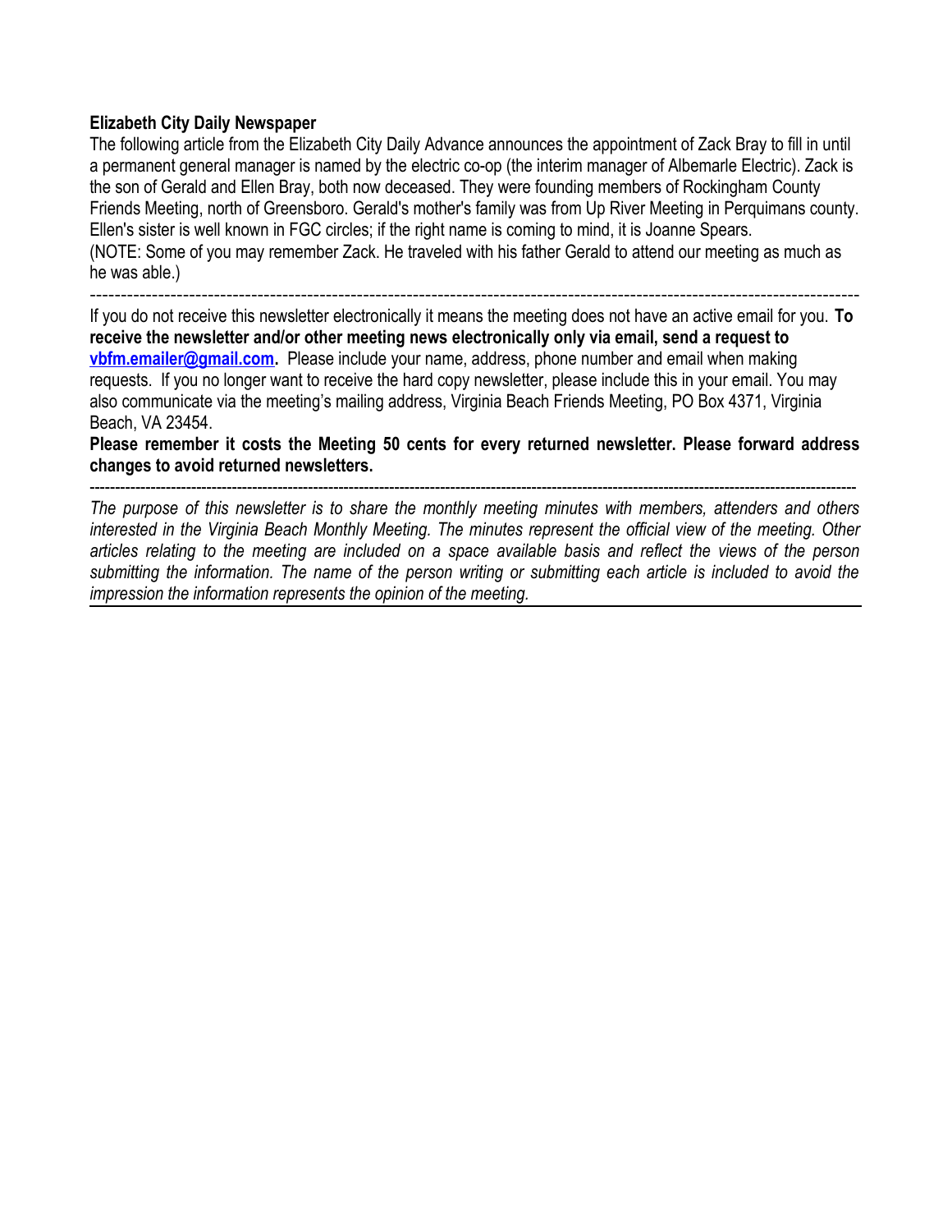**Elizabeth City Daily Newspaper**

The following article from the Elizabeth City Daily Advance announces the appointment of Zack Bray to fill in until a permanent general manager is named by the electric co-op (the interim manager of Albemarle Electric). Zack is the son of Gerald and Ellen Bray, both now deceased. They were founding members of Rockingham County Friends Meeting, north of Greensboro. Gerald's mother's family was from Up River Meeting in Perquimans county. Ellen's sister is well known in FGC circles; if the right name is coming to mind, it is Joanne Spears.
(NOTE: Some of you may remember Zack. He traveled with his father Gerald to attend our meeting as much as he was able.)

---

If you do not receive this newsletter electronically it means the meeting does not have an active email for you. **To receive the newsletter and/or other meeting news electronically only via email, send a request to vbfm.emailer@gmail.com.** Please include your name, address, phone number and email when making requests. If you no longer want to receive the hard copy newsletter, please include this in your email. You may also communicate via the meeting's mailing address, Virginia Beach Friends Meeting, PO Box 4371, Virginia Beach, VA 23454.

**Please remember it costs the Meeting 50 cents for every returned newsletter. Please forward address changes to avoid returned newsletters.**

---

*The purpose of this newsletter is to share the monthly meeting minutes with members, attenders and others interested in the Virginia Beach Monthly Meeting. The minutes represent the official view of the meeting. Other articles relating to the meeting are included on a space available basis and reflect the views of the person submitting the information. The name of the person writing or submitting each article is included to avoid the impression the information represents the opinion of the meeting.*